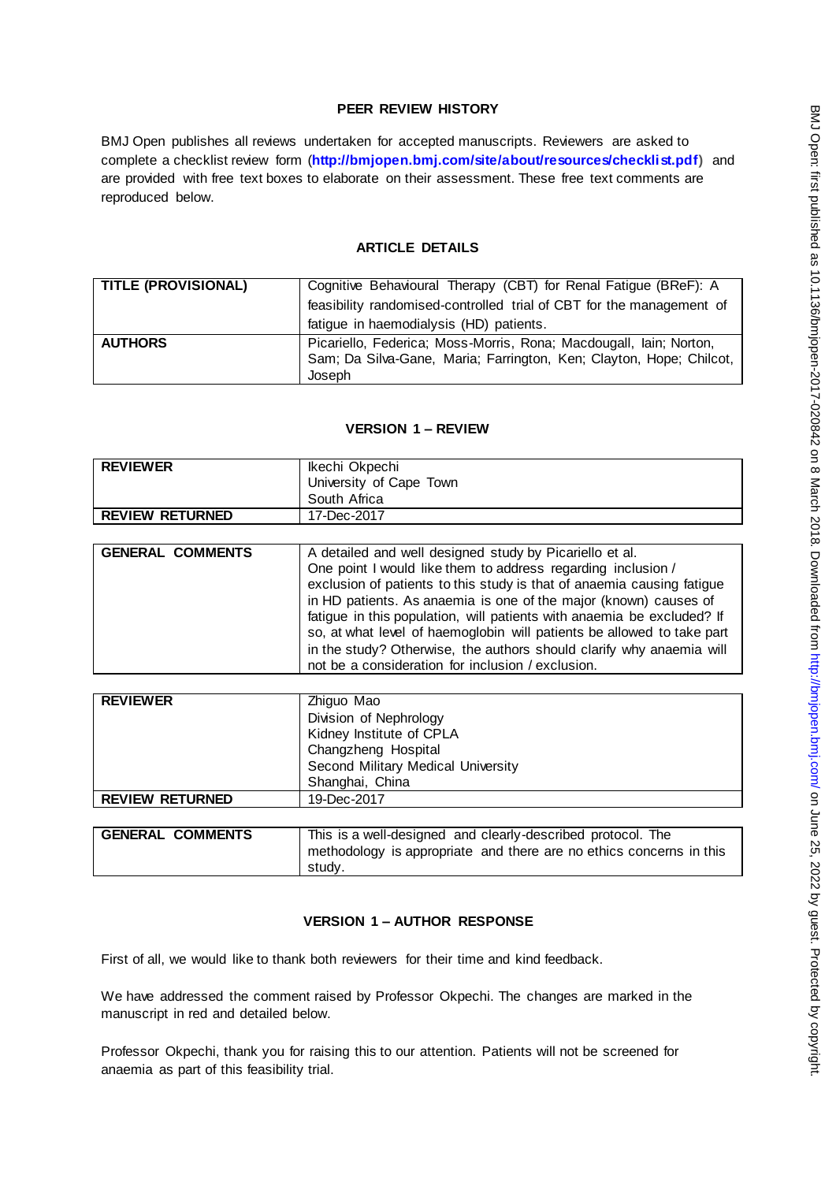# PEER REVIEW HISTORY

BMJ Open publishes all reviews undertaken for accepted manuscripts. Reviewers are asked to complete a checklist review form (**http://bmjopen.bmj.com/site/about/resources/checklist.pdf**) and are provided with free text boxes to elaborate on their assessment. These free text comments are reproduced below.

## ARTICLE DETAILS

| | |
|---|---|
| **TITLE (PROVISIONAL)** | Cognitive Behavioural Therapy (CBT) for Renal Fatigue (BReF): A feasibility randomised-controlled trial of CBT for the management of fatigue in haemodialysis (HD) patients. |
| **AUTHORS** | Picariello, Federica; Moss-Morris, Rona; Macdougall, Iain; Norton, Sam; Da Silva-Gane, Maria; Farrington, Ken; Clayton, Hope; Chilcot, Joseph |

## VERSION 1 – REVIEW

| | |
|---|---|
| **REVIEWER** | Ikechi Okpechi<br>University of Cape Town<br>South Africa |
| **REVIEW RETURNED** | 17-Dec-2017 |

| | |
|---|---|
| **GENERAL COMMENTS** | A detailed and well designed study by Picariello et al.<br>One point I would like them to address regarding inclusion / exclusion of patients to this study is that of anaemia causing fatigue in HD patients. As anaemia is one of the major (known) causes of fatigue in this population, will patients with anaemia be excluded? If so, at what level of haemoglobin will patients be allowed to take part in the study? Otherwise, the authors should clarify why anaemia will not be a consideration for inclusion / exclusion. |

| | |
|---|---|
| **REVIEWER** | Zhiguo Mao<br>Division of Nephrology<br>Kidney Institute of CPLA<br>Changzheng Hospital<br>Second Military Medical University<br>Shanghai, China |
| **REVIEW RETURNED** | 19-Dec-2017 |

| | |
|---|---|
| **GENERAL COMMENTS** | This is a well-designed and clearly-described protocol. The methodology is appropriate and there are no ethics concerns in this study. |

## VERSION 1 – AUTHOR RESPONSE

First of all, we would like to thank both reviewers for their time and kind feedback.

We have addressed the comment raised by Professor Okpechi. The changes are marked in the manuscript in red and detailed below.

Professor Okpechi, thank you for raising this to our attention. Patients will not be screened for anaemia as part of this feasibility trial.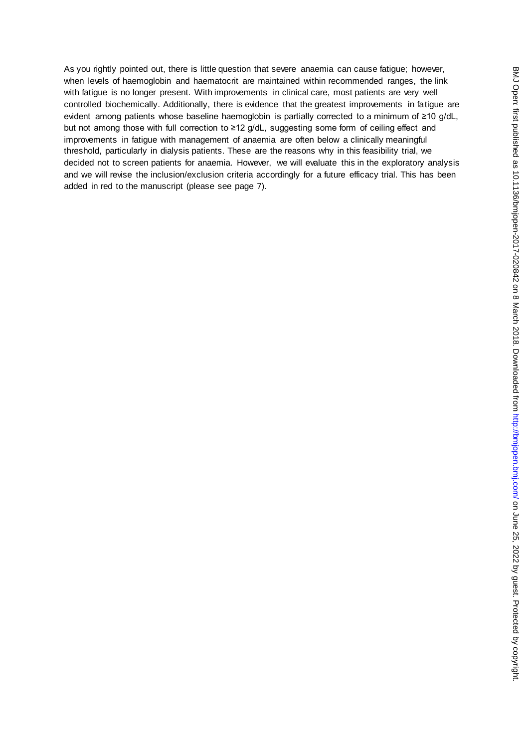As you rightly pointed out, there is little question that severe anaemia can cause fatigue; however, when levels of haemoglobin and haematocrit are maintained within recommended ranges, the link with fatigue is no longer present. With improvements in clinical care, most patients are very well controlled biochemically. Additionally, there is evidence that the greatest improvements in fatigue are evident among patients whose baseline haemoglobin is partially corrected to a minimum of ≥10 g/dL, but not among those with full correction to ≥12 g/dL, suggesting some form of ceiling effect and improvements in fatigue with management of anaemia are often below a clinically meaningful threshold, particularly in dialysis patients. These are the reasons why in this feasibility trial, we decided not to screen patients for anaemia. However, we will evaluate this in the exploratory analysis and we will revise the inclusion/exclusion criteria accordingly for a future efficacy trial. This has been added in red to the manuscript (please see page 7).